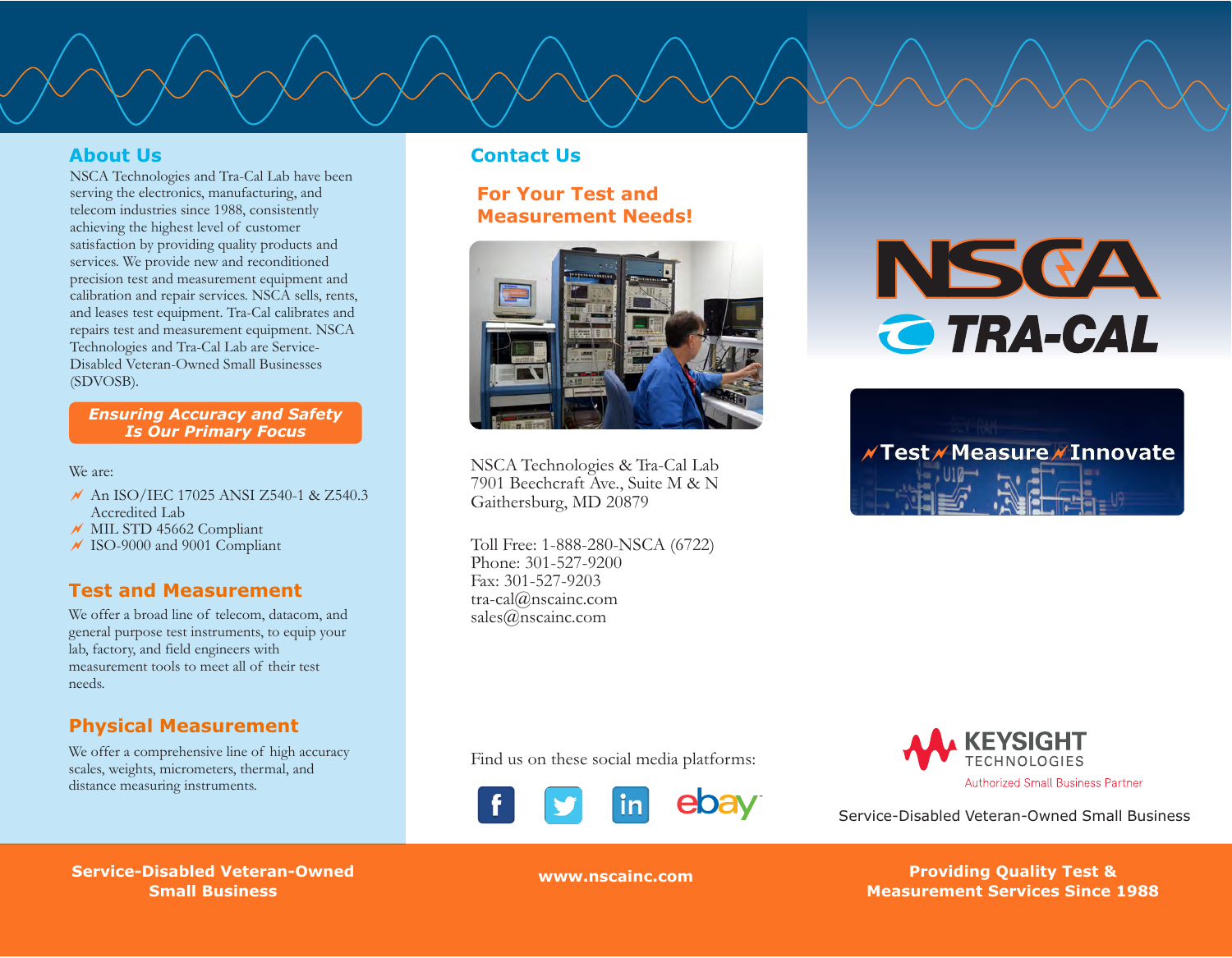## About Us

NSCA Technologies and Tra-Cal Lab have been serving the electronics, manufacturing, and telecom industries since 1988, consistently achieving the highest level of customer satisfaction by providing quality products and services. We provide new and reconditioned precision test and measurement equipment and calibration and repair services. NSCA sells, rents, and leases test equipment. Tra-Cal calibrates and repairs test and measurement equipment. NSCA Technologies and Tra-Cal Lab are Service-Disabled Veteran-Owned Small Businesses (SDVOSB).

**Ensuring Accuracy and Safety Is Our Primary Focus**

We are:

- An ISO/IEC 17025 ANSI Z540-1 & Z540.3 Accredited Lab
- MIL STD 45662 Compliant
- ISO-9000 and 9001 Compliant

## Test and Measurement

We offer a broad line of telecom, datacom, and general purpose test instruments, to equip your lab, factory, and field engineers with measurement tools to meet all of their test needs.

## Physical Measurement

We offer a comprehensive line of high accuracy scales, weights, micrometers, thermal, and distance measuring instruments.

## Contact Us

### For Your Test and Measurement Needs!

NSCA Technologies & Tra-Cal Lab
7901 Beechcraft Ave., Suite M & N
Gaithersburg, MD 20879

Toll Free: 1-888-280-NSCA (6722)
Phone: 301-527-9200
Fax: 301-527-9203
tra-cal@nscainc.com
sales@nscainc.com

Find us on these social media platforms:

# NSCA TRA-CAL

**Test Measure Innovate**

KEYSIGHT TECHNOLOGIES
Authorized Small Business Partner

Service-Disabled Veteran-Owned Small Business

**Service-Disabled Veteran-Owned Small Business**

**www.nscainc.com**

**Providing Quality Test & Measurement Services Since 1988**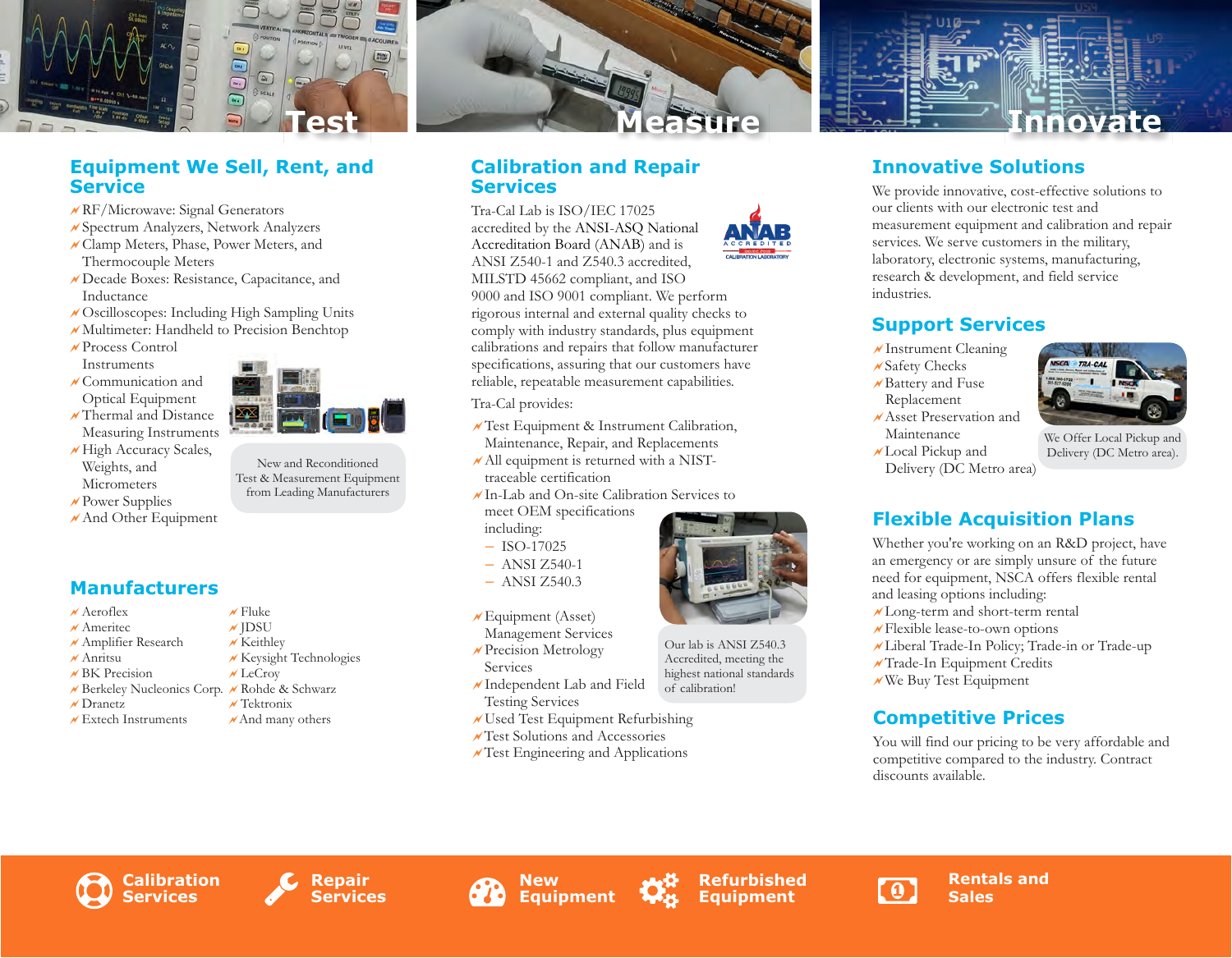Test

Measure

Innovate

## Equipment We Sell, Rent, and Service

- RF/Microwave: Signal Generators
- Spectrum Analyzers, Network Analyzers
- Clamp Meters, Phase, Power Meters, and Thermocouple Meters
- Decade Boxes: Resistance, Capacitance, and Inductance
- Oscilloscopes: Including High Sampling Units
- Multimeter: Handheld to Precision Benchtop
- Process Control Instruments
- Communication and Optical Equipment
- Thermal and Distance Measuring Instruments
- High Accuracy Scales, Weights, and Micrometers
- Power Supplies
- And Other Equipment

New and Reconditioned Test & Measurement Equipment from Leading Manufacturers

## Manufacturers

- Aeroflex
- Ameritec
- Amplifier Research
- Anritsu
- BK Precision
- Berkeley Nucleonics Corp.
- Dranetz
- Extech Instruments
- Fluke
- JDSU
- Keithley
- Keysight Technologies
- LeCroy
- Rohde & Schwarz
- Tektronix
- And many others

## Calibration and Repair Services

Tra-Cal Lab is ISO/IEC 17025 accredited by the ANSI-ASQ National Accreditation Board (ANAB) and is ANSI Z540-1 and Z540.3 accredited, MILSTD 45662 compliant, and ISO 9000 and ISO 9001 compliant. We perform rigorous internal and external quality checks to comply with industry standards, plus equipment calibrations and repairs that follow manufacturer specifications, assuring that our customers have reliable, repeatable measurement capabilities.

ANAB ACCREDITED CALIBRATION LABORATORY

Tra-Cal provides:

- Test Equipment & Instrument Calibration, Maintenance, Repair, and Replacements
- All equipment is returned with a NIST-traceable certification
- In-Lab and On-site Calibration Services to meet OEM specifications including:
  - ISO-17025
  - ANSI Z540-1
  - ANSI Z540.3
- Equipment (Asset) Management Services
- Precision Metrology Services
- Independent Lab and Field Testing Services
- Used Test Equipment Refurbishing
- Test Solutions and Accessories
- Test Engineering and Applications

Our lab is ANSI Z540.3 Accredited, meeting the highest national standards of calibration!

## Innovative Solutions

We provide innovative, cost-effective solutions to our clients with our electronic test and measurement equipment and calibration and repair services. We serve customers in the military, laboratory, electronic systems, manufacturing, research & development, and field service industries.

## Support Services

- Instrument Cleaning
- Safety Checks
- Battery and Fuse Replacement
- Asset Preservation and Maintenance
- Local Pickup and Delivery (DC Metro area)

We Offer Local Pickup and Delivery (DC Metro area).

## Flexible Acquisition Plans

Whether you're working on an R&D project, have an emergency or are simply unsure of the future need for equipment, NSCA offers flexible rental and leasing options including:

- Long-term and short-term rental
- Flexible lease-to-own options
- Liberal Trade-In Policy; Trade-in or Trade-up
- Trade-In Equipment Credits
- We Buy Test Equipment

## Competitive Prices

You will find our pricing to be very affordable and competitive compared to the industry. Contract discounts available.

Calibration Services | Repair Services | New Equipment | Refurbished Equipment | Rentals and Sales